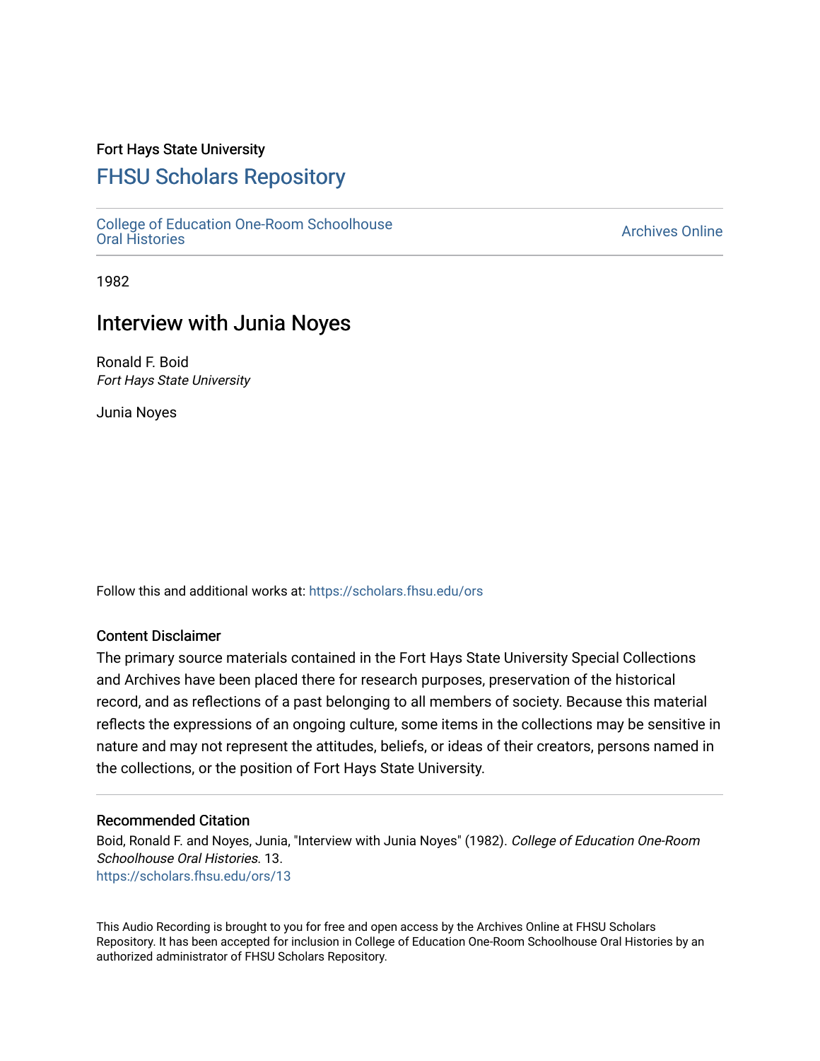Fort Hays State University

# FHSU Scholars Repository

College of Education One-Room Schoolhouse Oral Histories

Archives Online

1982

## Interview with Junia Noyes

Ronald F. Boid
*Fort Hays State University*

Junia Noyes

Follow this and additional works at: https://scholars.fhsu.edu/ors

### Content Disclaimer

The primary source materials contained in the Fort Hays State University Special Collections and Archives have been placed there for research purposes, preservation of the historical record, and as reflections of a past belonging to all members of society. Because this material reflects the expressions of an ongoing culture, some items in the collections may be sensitive in nature and may not represent the attitudes, beliefs, or ideas of their creators, persons named in the collections, or the position of Fort Hays State University.

### Recommended Citation

Boid, Ronald F. and Noyes, Junia, "Interview with Junia Noyes" (1982). *College of Education One-Room Schoolhouse Oral Histories*. 13.
https://scholars.fhsu.edu/ors/13

This Audio Recording is brought to you for free and open access by the Archives Online at FHSU Scholars Repository. It has been accepted for inclusion in College of Education One-Room Schoolhouse Oral Histories by an authorized administrator of FHSU Scholars Repository.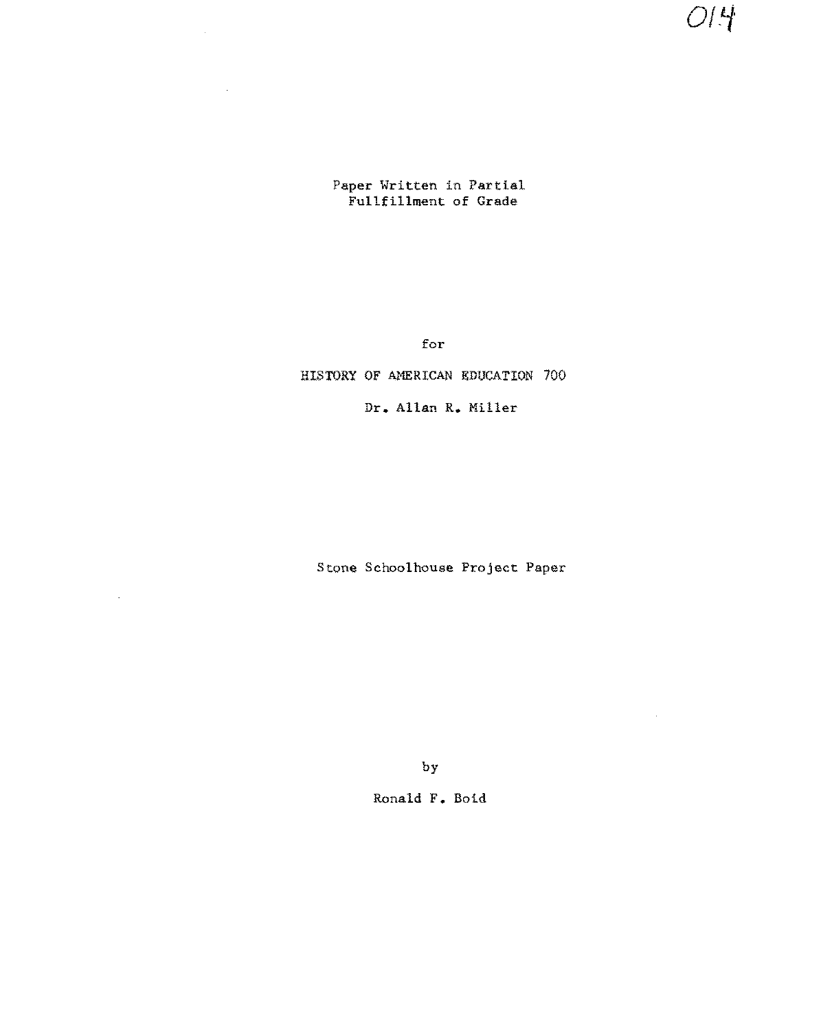014

Paper Written in Partial
Fullfillment of Grade

for

HISTORY OF AMERICAN EDUCATION 700

Dr. Allan R. Miller

Stone Schoolhouse Project Paper

by

Ronald F. Boid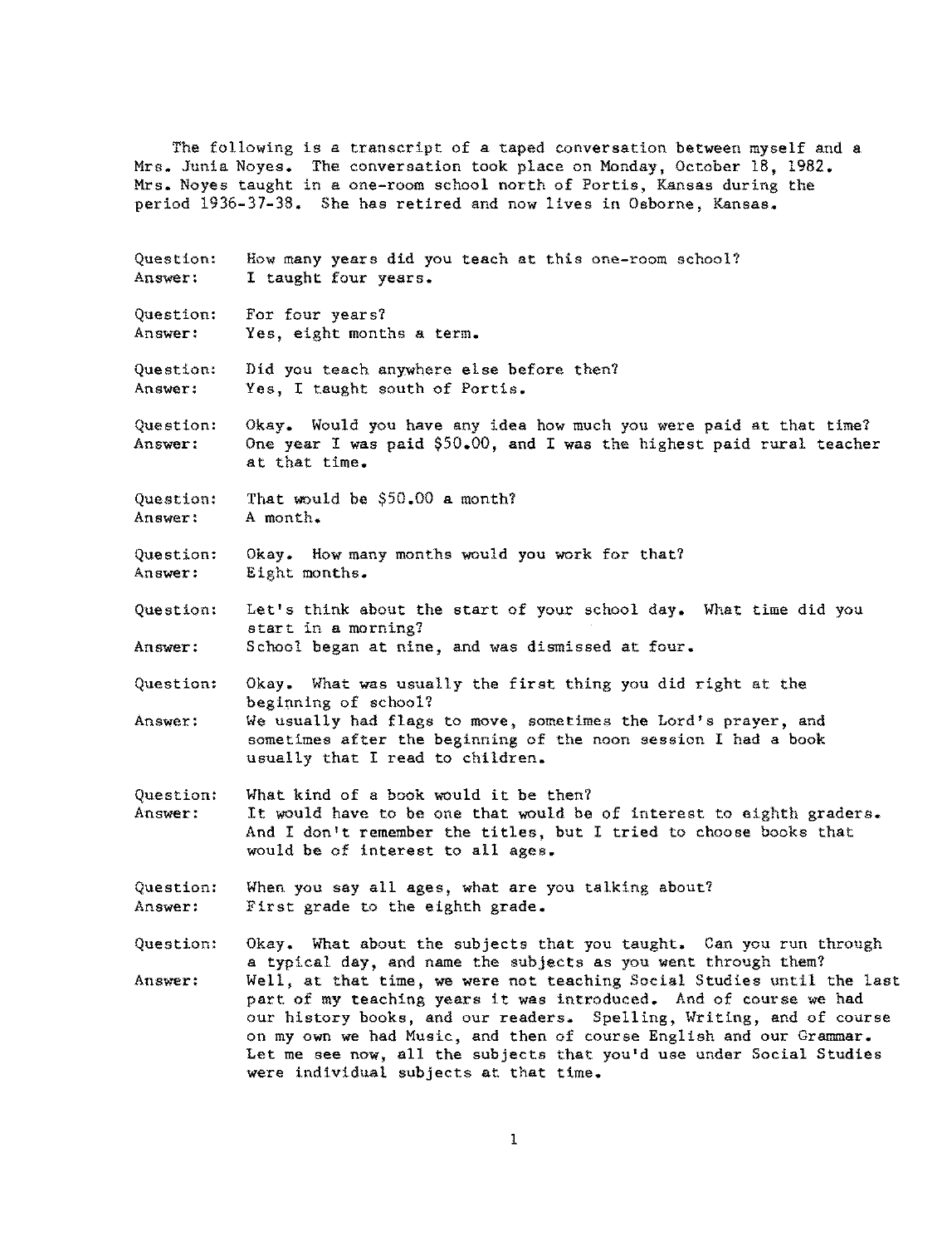The following is a transcript of a taped conversation between myself and a Mrs. Junia Noyes. The conversation took place on Monday, October 18, 1982. Mrs. Noyes taught in a one-room school north of Portis, Kansas during the period 1936-37-38. She has retired and now lives in Osborne, Kansas.

Question: How many years did you teach at this one-room school?
Answer: I taught four years.

Question: For four years?
Answer: Yes, eight months a term.

Question: Did you teach anywhere else before then?
Answer: Yes, I taught south of Portis.

Question: Okay. Would you have any idea how much you were paid at that time?
Answer: One year I was paid $50.00, and I was the highest paid rural teacher at that time.

Question: That would be $50.00 a month?
Answer: A month.

Question: Okay. How many months would you work for that?
Answer: Eight months.

Question: Let's think about the start of your school day. What time did you start in a morning?
Answer: School began at nine, and was dismissed at four.

Question: Okay. What was usually the first thing you did right at the beginning of school?
Answer: We usually had flags to move, sometimes the Lord's prayer, and sometimes after the beginning of the noon session I had a book usually that I read to children.

Question: What kind of a book would it be then?
Answer: It would have to be one that would be of interest to eighth graders. And I don't remember the titles, but I tried to choose books that would be of interest to all ages.

Question: When you say all ages, what are you talking about?
Answer: First grade to the eighth grade.

Question: Okay. What about the subjects that you taught. Can you run through a typical day, and name the subjects as you went through them?
Answer: Well, at that time, we were not teaching Social Studies until the last part of my teaching years it was introduced. And of course we had our history books, and our readers. Spelling, Writing, and of course on my own we had Music, and then of course English and our Grammar. Let me see now, all the subjects that you'd use under Social Studies were individual subjects at that time.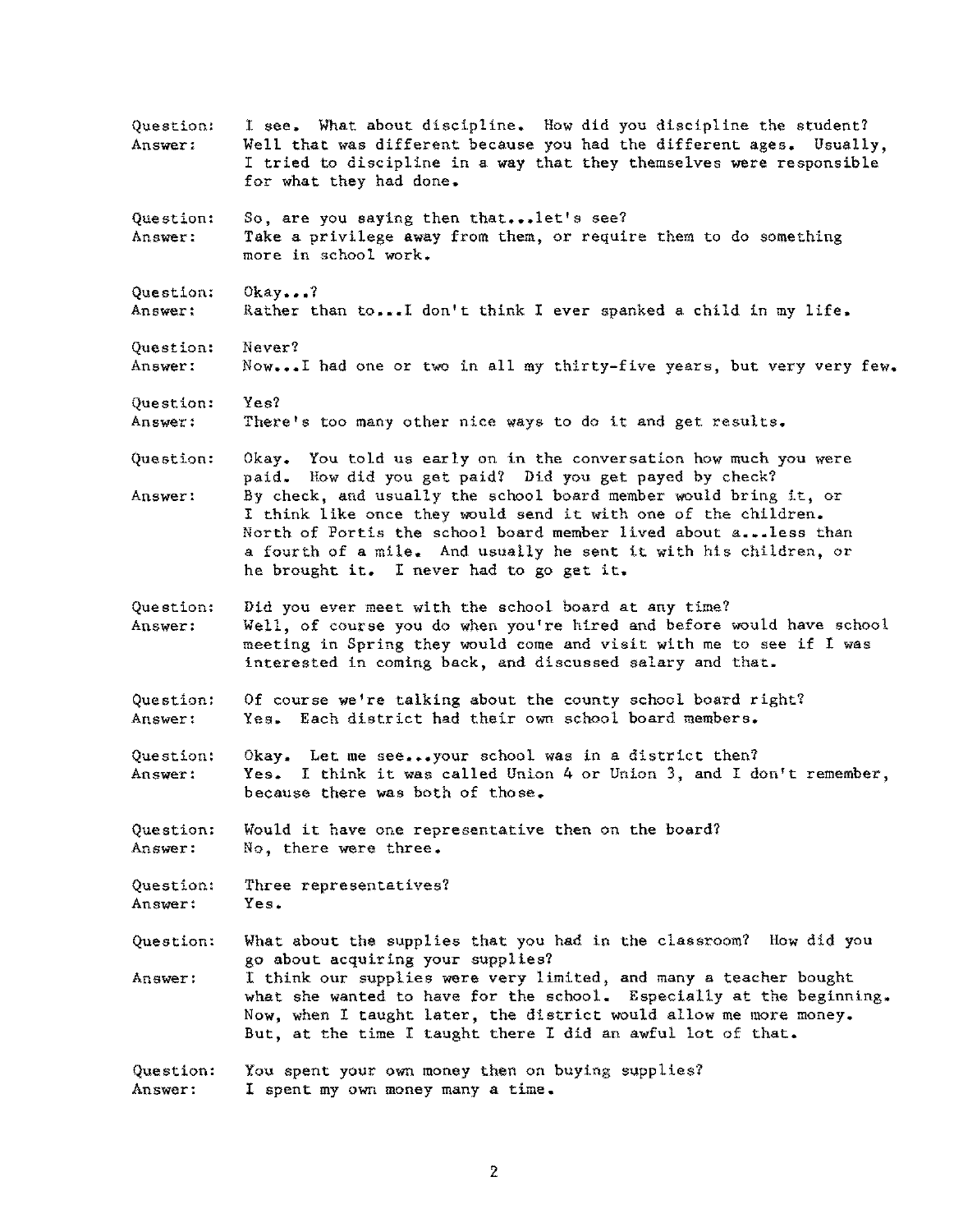Question: I see. What about discipline. How did you discipline the student?
Answer: Well that was different because you had the different ages. Usually, I tried to discipline in a way that they themselves were responsible for what they had done.

Question: So, are you saying then that...let's see?
Answer: Take a privilege away from them, or require them to do something more in school work.

Question: Okay...?
Answer: Rather than to...I don't think I ever spanked a child in my life.

Question: Never?
Answer: Now...I had one or two in all my thirty-five years, but very very few.

Question: Yes?
Answer: There's too many other nice ways to do it and get results.

Question: Okay. You told us early on in the conversation how much you were paid. How did you get paid? Did you get payed by check?
Answer: By check, and usually the school board member would bring it, or I think like once they would send it with one of the children. North of Portis the school board member lived about a...less than a fourth of a mile. And usually he sent it with his children, or he brought it. I never had to go get it.

Question: Did you ever meet with the school board at any time?
Answer: Well, of course you do when you're hired and before would have school meeting in Spring they would come and visit with me to see if I was interested in coming back, and discussed salary and that.

Question: Of course we're talking about the county school board right?
Answer: Yes. Each district had their own school board members.

Question: Okay. Let me see...your school was in a district then?
Answer: Yes. I think it was called Union 4 or Union 3, and I don't remember, because there was both of those.

Question: Would it have one representative then on the board?
Answer: No, there were three.

Question: Three representatives?
Answer: Yes.

Question: What about the supplies that you had in the classroom? How did you go about acquiring your supplies?
Answer: I think our supplies were very limited, and many a teacher bought what she wanted to have for the school. Especially at the beginning. Now, when I taught later, the district would allow me more money. But, at the time I taught there I did an awful lot of that.

Question: You spent your own money then on buying supplies?
Answer: I spent my own money many a time.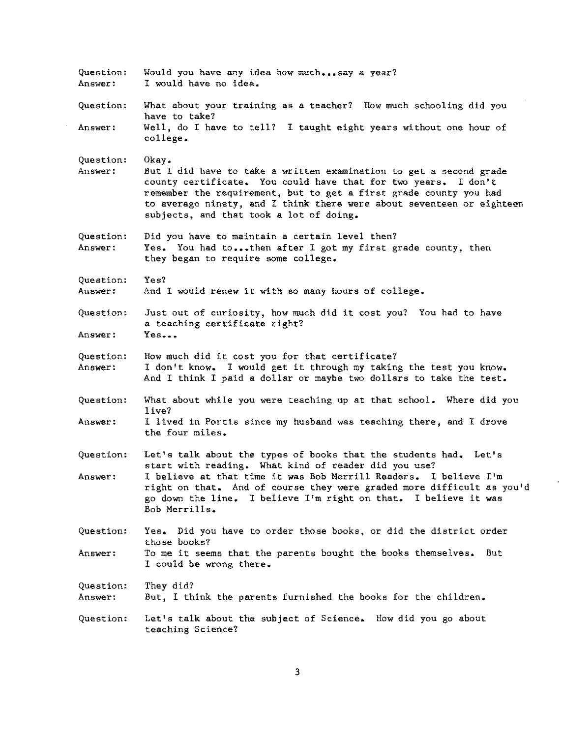Question: Would you have any idea how much...say a year?
Answer: I would have no idea.

Question: What about your training as a teacher? How much schooling did you have to take?
Answer: Well, do I have to tell? I taught eight years without one hour of college.

Question: Okay.
Answer: But I did have to take a written examination to get a second grade county certificate. You could have that for two years. I don't remember the requirement, but to get a first grade county you had to average ninety, and I think there were about seventeen or eighteen subjects, and that took a lot of doing.

Question: Did you have to maintain a certain level then?
Answer: Yes. You had to...then after I got my first grade county, then they began to require some college.

Question: Yes?
Answer: And I would renew it with so many hours of college.

Question: Just out of curiosity, how much did it cost you? You had to have a teaching certificate right?
Answer: Yes...

Question: How much did it cost you for that certificate?
Answer: I don't know. I would get it through my taking the test you know. And I think I paid a dollar or maybe two dollars to take the test.

Question: What about while you were teaching up at that school. Where did you live?
Answer: I lived in Portis since my husband was teaching there, and I drove the four miles.

Question: Let's talk about the types of books that the students had. Let's start with reading. What kind of reader did you use?
Answer: I believe at that time it was Bob Merrill Readers. I believe I'm right on that. And of course they were graded more difficult as you'd go down the line. I believe I'm right on that. I believe it was Bob Merrills.

Question: Yes. Did you have to order those books, or did the district order those books?
Answer: To me it seems that the parents bought the books themselves. But I could be wrong there.

Question: They did?
Answer: But, I think the parents furnished the books for the children.

Question: Let's talk about the subject of Science. How did you go about teaching Science?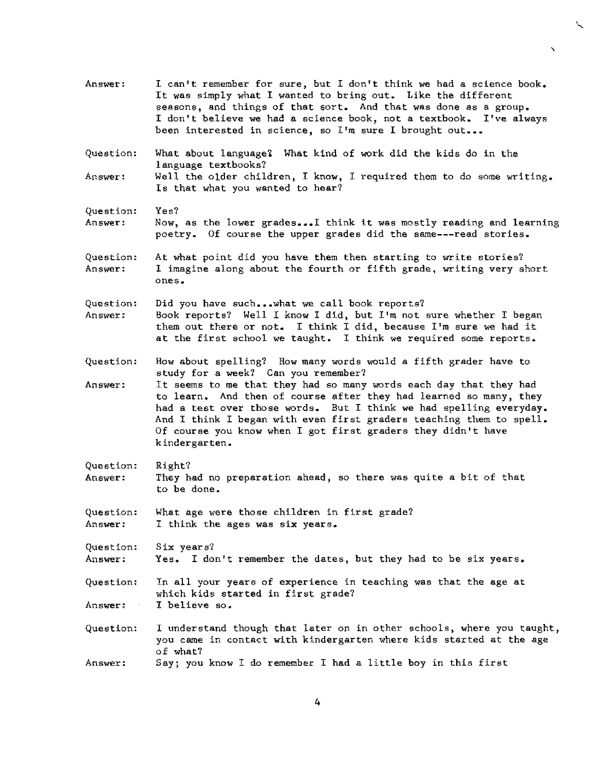Answer: I can't remember for sure, but I don't think we had a science book. It was simply what I wanted to bring out. Like the different seasons, and things of that sort. And that was done as a group. I don't believe we had a science book, not a textbook. I've always been interested in science, so I'm sure I brought out...

Question: What about language? What kind of work did the kids do in the language textbooks?

Answer: Well the older children, I know, I required them to do some writing. Is that what you wanted to hear?

Question: Yes?

Answer: Now, as the lower grades...I think it was mostly reading and learning poetry. Of course the upper grades did the same---read stories.

Question: At what point did you have them then starting to write stories?

Answer: I imagine along about the fourth or fifth grade, writing very short ones.

Question: Did you have such...what we call book reports?

Answer: Book reports? Well I know I did, but I'm not sure whether I began them out there or not. I think I did, because I'm sure we had it at the first school we taught. I think we required some reports.

Question: How about spelling? How many words would a fifth grader have to study for a week? Can you remember?

Answer: It seems to me that they had so many words each day that they had to learn. And then of course after they had learned so many, they had a test over those words. But I think we had spelling everyday. And I think I began with even first graders teaching them to spell. Of course you know when I got first graders they didn't have kindergarten.

Question: Right?

Answer: They had no preparation ahead, so there was quite a bit of that to be done.

Question: What age were those children in first grade?

Answer: I think the ages was six years.

Question: Six years?

Answer: Yes. I don't remember the dates, but they had to be six years.

Question: In all your years of experience in teaching was that the age at which kids started in first grade?

Answer: I believe so.

Question: I understand though that later on in other schools, where you taught, you came in contact with kindergarten where kids started at the age of what?

Answer: Say; you know I do remember I had a little boy in this first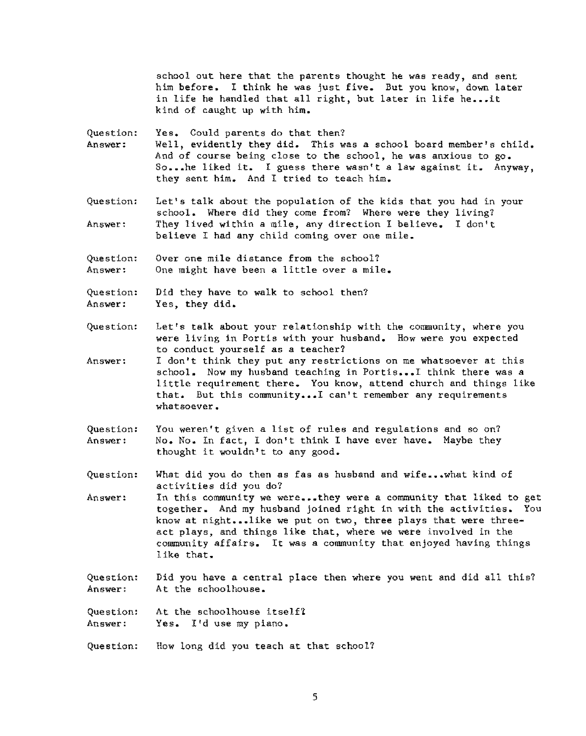school out here that the parents thought he was ready, and sent him before. I think he was just five. But you know, down later in life he handled that all right, but later in life he...it kind of caught up with him.

Question: Yes. Could parents do that then?
Answer: Well, evidently they did. This was a school board member's child. And of course being close to the school, he was anxious to go. So...he liked it. I guess there wasn't a law against it. Anyway, they sent him. And I tried to teach him.

Question: Let's talk about the population of the kids that you had in your school. Where did they come from? Where were they living?
Answer: They lived within a mile, any direction I believe. I don't believe I had any child coming over one mile.

Question: Over one mile distance from the school?
Answer: One might have been a little over a mile.

Question: Did they have to walk to school then?
Answer: Yes, they did.

Question: Let's talk about your relationship with the community, where you were living in Portis with your husband. How were you expected to conduct yourself as a teacher?
Answer: I don't think they put any restrictions on me whatsoever at this school. Now my husband teaching in Portis...I think there was a little requirement there. You know, attend church and things like that. But this community...I can't remember any requirements whatsoever.

Question: You weren't given a list of rules and regulations and so on?
Answer: No. No. In fact, I don't think I have ever have. Maybe they thought it wouldn't to any good.

Question: What did you do then as fas as husband and wife...what kind of activities did you do?
Answer: In this community we were...they were a community that liked to get together. And my husband joined right in with the activities. You know at night...like we put on two, three plays that were three-act plays, and things like that, where we were involved in the community affairs. It was a community that enjoyed having things like that.

Question: Did you have a central place then where you went and did all this?
Answer: At the schoolhouse.

Question: At the schoolhouse itself?
Answer: Yes. I'd use my piano.

Question: How long did you teach at that school?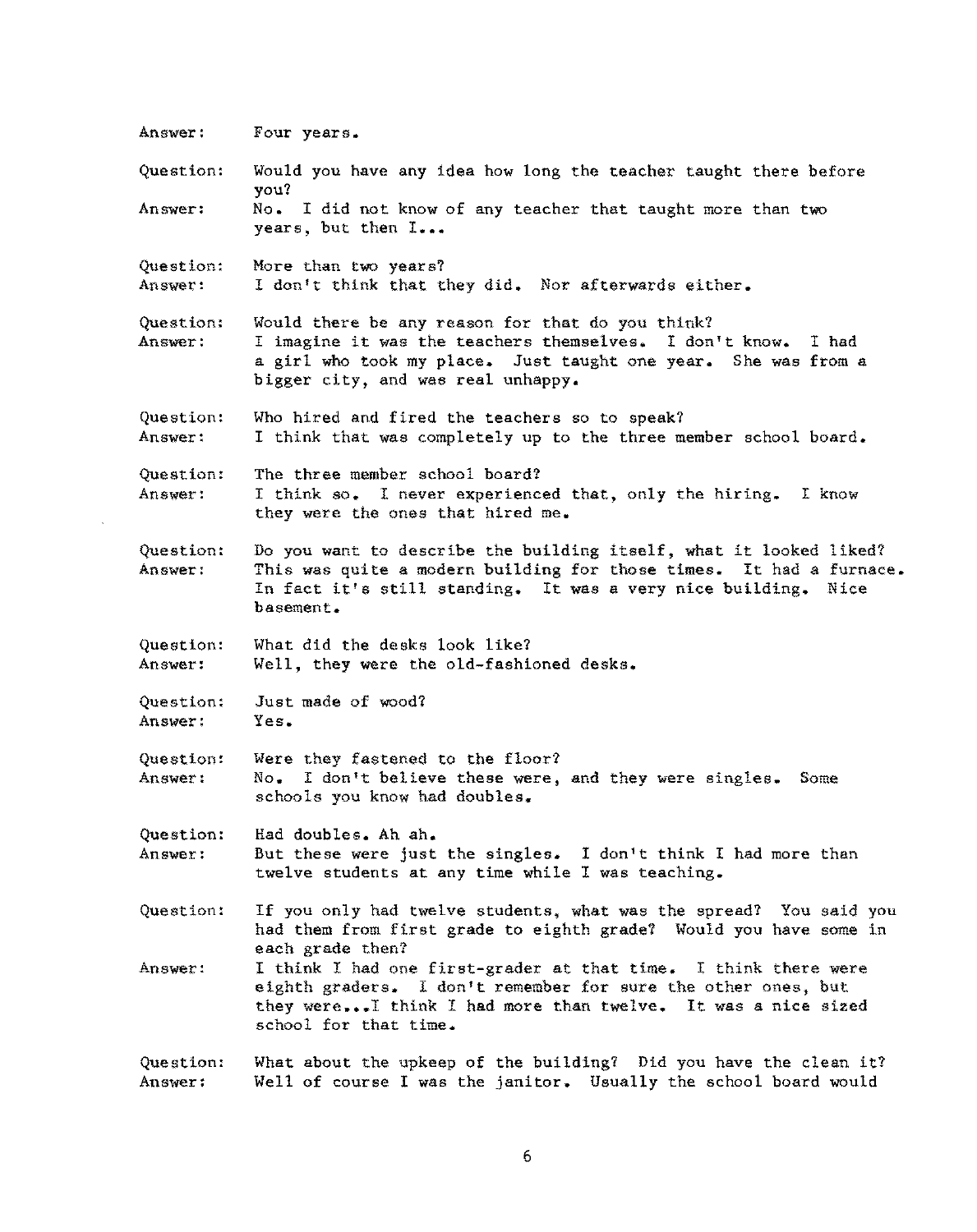Answer: Four years.

Question: Would you have any idea how long the teacher taught there before you?

Answer: No. I did not know of any teacher that taught more than two years, but then I...

Question: More than two years?

Answer: I don't think that they did. Nor afterwards either.

Question: Would there be any reason for that do you think?

Answer: I imagine it was the teachers themselves. I don't know. I had a girl who took my place. Just taught one year. She was from a bigger city, and was real unhappy.

Question: Who hired and fired the teachers so to speak?

Answer: I think that was completely up to the three member school board.

Question: The three member school board?

Answer: I think so. I never experienced that, only the hiring. I know they were the ones that hired me.

Question: Do you want to describe the building itself, what it looked liked?

Answer: This was quite a modern building for those times. It had a furnace. In fact it's still standing. It was a very nice building. Nice basement.

Question: What did the desks look like?

Answer: Well, they were the old-fashioned desks.

Question: Just made of wood?

Answer: Yes.

Question: Were they fastened to the floor?

Answer: No. I don't believe these were, and they were singles. Some schools you know had doubles.

Question: Had doubles. Ah ah.

Answer: But these were just the singles. I don't think I had more than twelve students at any time while I was teaching.

Question: If you only had twelve students, what was the spread? You said you had them from first grade to eighth grade? Would you have some in each grade then?

Answer: I think I had one first-grader at that time. I think there were eighth graders. I don't remember for sure the other ones, but they were...I think I had more than twelve. It was a nice sized school for that time.

Question: What about the upkeep of the building? Did you have the clean it?

Answer: Well of course I was the janitor. Usually the school board would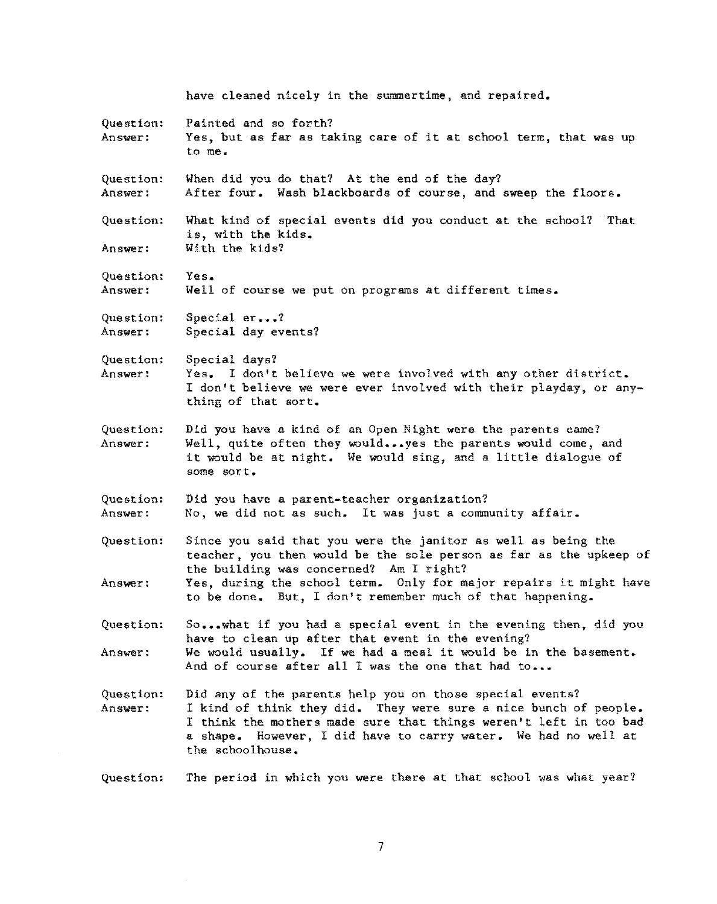have cleaned nicely in the summertime, and repaired.

Question: Painted and so forth?
Answer: Yes, but as far as taking care of it at school term, that was up to me.

Question: When did you do that? At the end of the day?
Answer: After four. Wash blackboards of course, and sweep the floors.

Question: What kind of special events did you conduct at the school? That is, with the kids.
Answer: With the kids?

Question: Yes.
Answer: Well of course we put on programs at different times.

Question: Special er...?
Answer: Special day events?

Question: Special days?
Answer: Yes. I don't believe we were involved with any other district. I don't believe we were ever involved with their playday, or anything of that sort.

Question: Did you have a kind of an Open Night were the parents came?
Answer: Well, quite often they would...yes the parents would come, and it would be at night. We would sing, and a little dialogue of some sort.

Question: Did you have a parent-teacher organization?
Answer: No, we did not as such. It was just a community affair.

Question: Since you said that you were the janitor as well as being the teacher, you then would be the sole person as far as the upkeep of the building was concerned? Am I right?
Answer: Yes, during the school term. Only for major repairs it might have to be done. But, I don't remember much of that happening.

Question: So...what if you had a special event in the evening then, did you have to clean up after that event in the evening?
Answer: We would usually. If we had a meal it would be in the basement. And of course after all I was the one that had to...

Question: Did any of the parents help you on those special events?
Answer: I kind of think they did. They were sure a nice bunch of people. I think the mothers made sure that things weren't left in too bad a shape. However, I did have to carry water. We had no well at the schoolhouse.

Question: The period in which you were there at that school was what year?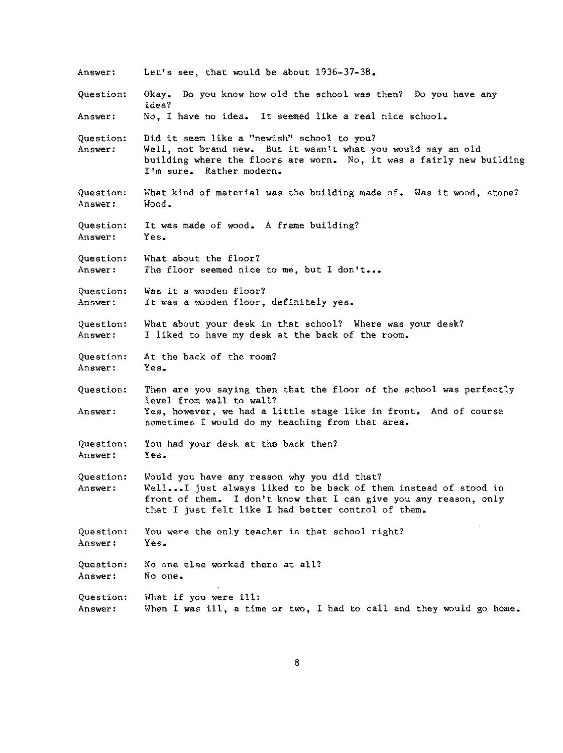Answer: Let's see, that would be about 1936-37-38.

Question: Okay. Do you know how old the school was then? Do you have any idea?

Answer: No, I have no idea. It seemed like a real nice school.

Question: Did it seem like a "newish" school to you?

Answer: Well, not brand new. But it wasn't what you would say an old building where the floors are worn. No, it was a fairly new building I'm sure. Rather modern.

Question: What kind of material was the building made of. Was it wood, stone?

Answer: Wood.

Question: It was made of wood. A frame building?

Answer: Yes.

Question: What about the floor?

Answer: The floor seemed nice to me, but I don't...

Question: Was it a wooden floor?

Answer: It was a wooden floor, definitely yes.

Question: What about your desk in that school? Where was your desk?

Answer: I liked to have my desk at the back of the room.

Question: At the back of the room?

Answer: Yes.

Question: Then are you saying then that the floor of the school was perfectly level from wall to wall?

Answer: Yes, however, we had a little stage like in front. And of course sometimes I would do my teaching from that area.

Question: You had your desk at the back then?

Answer: Yes.

Question: Would you have any reason why you did that?

Answer: Well...I just always liked to be back of them instead of stood in front of them. I don't know that I can give you any reason, only that I just felt like I had better control of them.

Question: You were the only teacher in that school right?

Answer: Yes.

Question: No one else worked there at all?

Answer: No one.

Question: What if you were ill:

Answer: When I was ill, a time or two, I had to call and they would go home.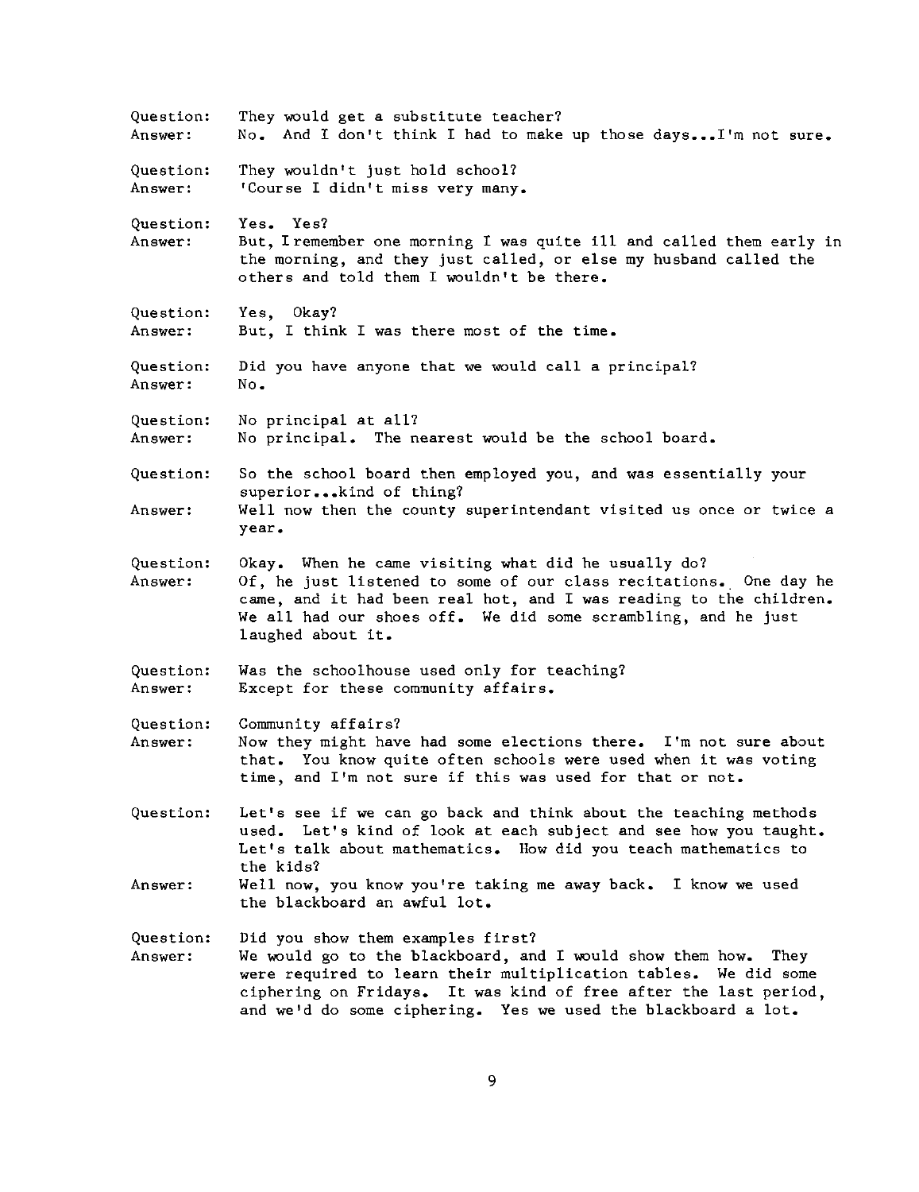Question: They would get a substitute teacher?
Answer: No. And I don't think I had to make up those days...I'm not sure.

Question: They wouldn't just hold school?
Answer: 'Course I didn't miss very many.

Question: Yes. Yes?
Answer: But, I remember one morning I was quite ill and called them early in the morning, and they just called, or else my husband called the others and told them I wouldn't be there.

Question: Yes, Okay?
Answer: But, I think I was there most of the time.

Question: Did you have anyone that we would call a principal?
Answer: No.

Question: No principal at all?
Answer: No principal. The nearest would be the school board.

Question: So the school board then employed you, and was essentially your superior...kind of thing?
Answer: Well now then the county superintendant visited us once or twice a year.

Question: Okay. When he came visiting what did he usually do?
Answer: Of, he just listened to some of our class recitations. One day he came, and it had been real hot, and I was reading to the children. We all had our shoes off. We did some scrambling, and he just laughed about it.

Question: Was the schoolhouse used only for teaching?
Answer: Except for these community affairs.

Question: Community affairs?
Answer: Now they might have had some elections there. I'm not sure about that. You know quite often schools were used when it was voting time, and I'm not sure if this was used for that or not.

Question: Let's see if we can go back and think about the teaching methods used. Let's kind of look at each subject and see how you taught. Let's talk about mathematics. How did you teach mathematics to the kids?
Answer: Well now, you know you're taking me away back. I know we used the blackboard an awful lot.

Question: Did you show them examples first?
Answer: We would go to the blackboard, and I would show them how. They were required to learn their multiplication tables. We did some ciphering on Fridays. It was kind of free after the last period, and we'd do some ciphering. Yes we used the blackboard a lot.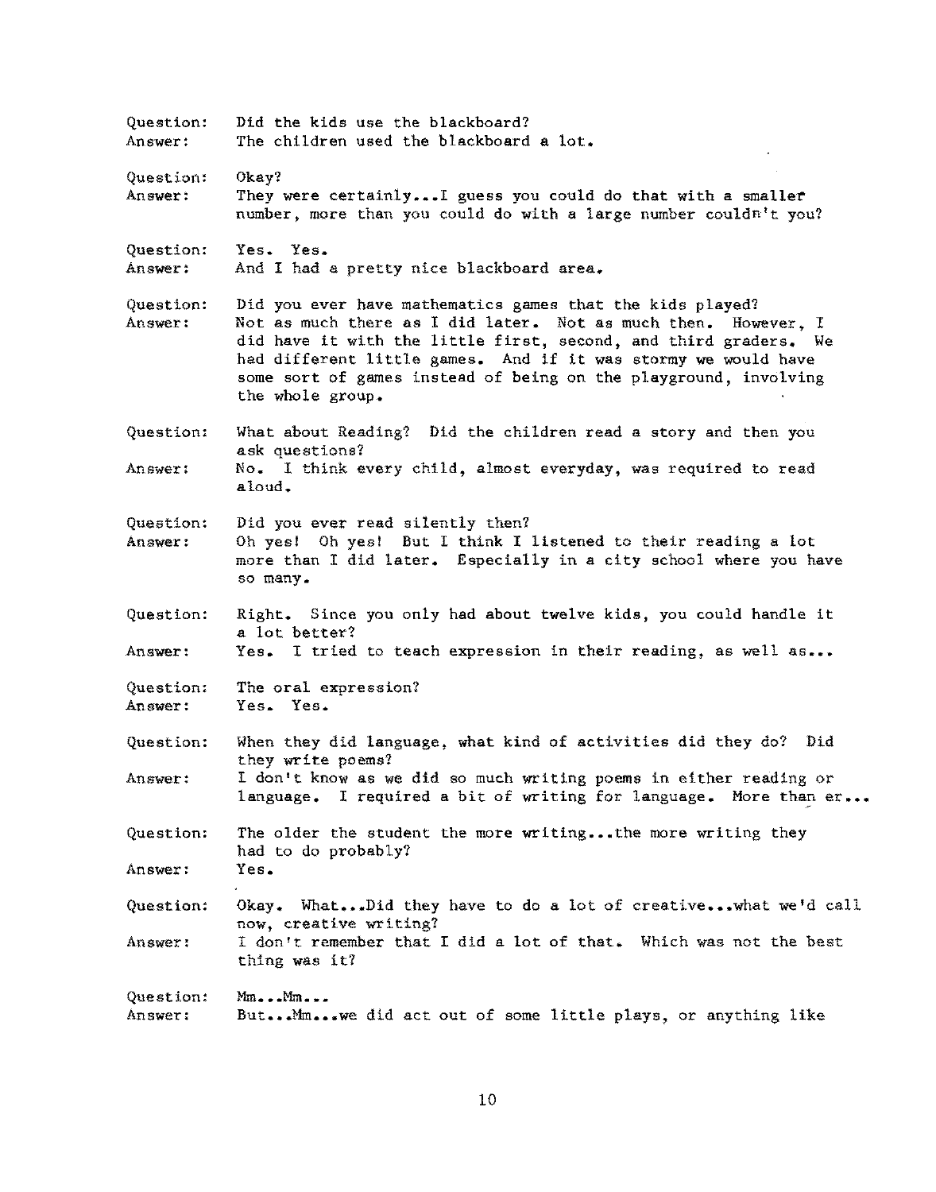Question: Did the kids use the blackboard?
Answer: The children used the blackboard a lot.

Question: Okay?
Answer: They were certainly...I guess you could do that with a smaller number, more than you could do with a large number couldn't you?

Question: Yes. Yes.
Answer: And I had a pretty nice blackboard area.

Question: Did you ever have mathematics games that the kids played?
Answer: Not as much there as I did later. Not as much then. However, I did have it with the little first, second, and third graders. We had different little games. And if it was stormy we would have some sort of games instead of being on the playground, involving the whole group.

Question: What about Reading? Did the children read a story and then you ask questions?
Answer: No. I think every child, almost everyday, was required to read aloud.

Question: Did you ever read silently then?
Answer: Oh yes! Oh yes! But I think I listened to their reading a lot more than I did later. Especially in a city school where you have so many.

Question: Right. Since you only had about twelve kids, you could handle it a lot better?
Answer: Yes. I tried to teach expression in their reading, as well as...

Question: The oral expression?
Answer: Yes. Yes.

Question: When they did language, what kind of activities did they do? Did they write poems?
Answer: I don't know as we did so much writing poems in either reading or language. I required a bit of writing for language. More than er...

Question: The older the student the more writing...the more writing they had to do probably?
Answer: Yes.

Question: Okay. What...Did they have to do a lot of creative...what we'd call now, creative writing?
Answer: I don't remember that I did a lot of that. Which was not the best thing was it?

Question: Mm...Mm...
Answer: But...Mm...we did act out of some little plays, or anything like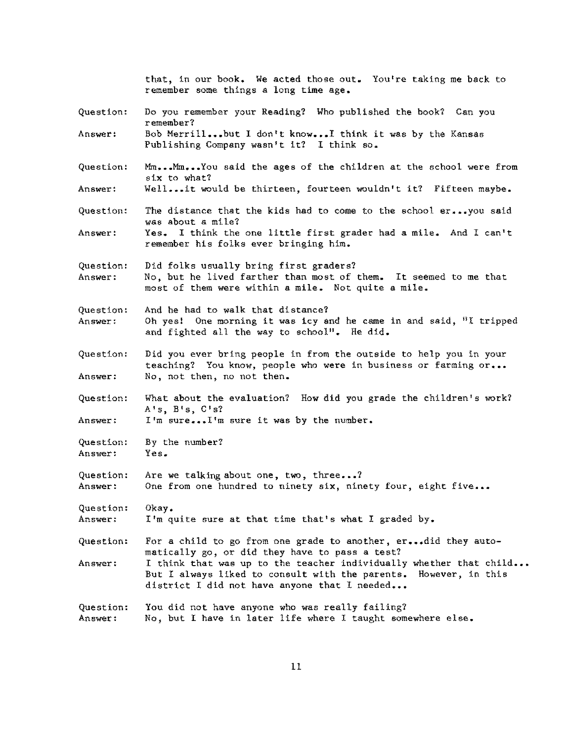that, in our book. We acted those out. You're taking me back to remember some things a long time age.

Question: Do you remember your Reading? Who published the book? Can you remember?

Answer: Bob Merrill...but I don't know...I think it was by the Kansas Publishing Company wasn't it? I think so.

Question: Mm...Mm...You said the ages of the children at the school were from six to what?

Answer: Well...it would be thirteen, fourteen wouldn't it? Fifteen maybe.

Question: The distance that the kids had to come to the school er...you said was about a mile?

Answer: Yes. I think the one little first grader had a mile. And I can't remember his folks ever bringing him.

Question: Did folks usually bring first graders?

Answer: No, but he lived farther than most of them. It seemed to me that most of them were within a mile. Not quite a mile.

Question: And he had to walk that distance?

Answer: Oh yes! One morning it was icy and he came in and said, "I tripped and fighted all the way to school". He did.

Question: Did you ever bring people in from the outside to help you in your teaching? You know, people who were in business or farming or...

Answer: No, not then, no not then.

Question: What about the evaluation? How did you grade the children's work? A's, B's, C's?

Answer: I'm sure...I'm sure it was by the number.

Question: By the number?

Answer: Yes.

Question: Are we talking about one, two, three...?

Answer: One from one hundred to ninety six, ninety four, eight five...

Question: Okay.

Answer: I'm quite sure at that time that's what I graded by.

Question: For a child to go from one grade to another, er...did they automatically go, or did they have to pass a test?

Answer: I think that was up to the teacher individually whether that child... But I always liked to consult with the parents. However, in this district I did not have anyone that I needed...

Question: You did not have anyone who was really failing?

Answer: No, but I have in later life where I taught somewhere else.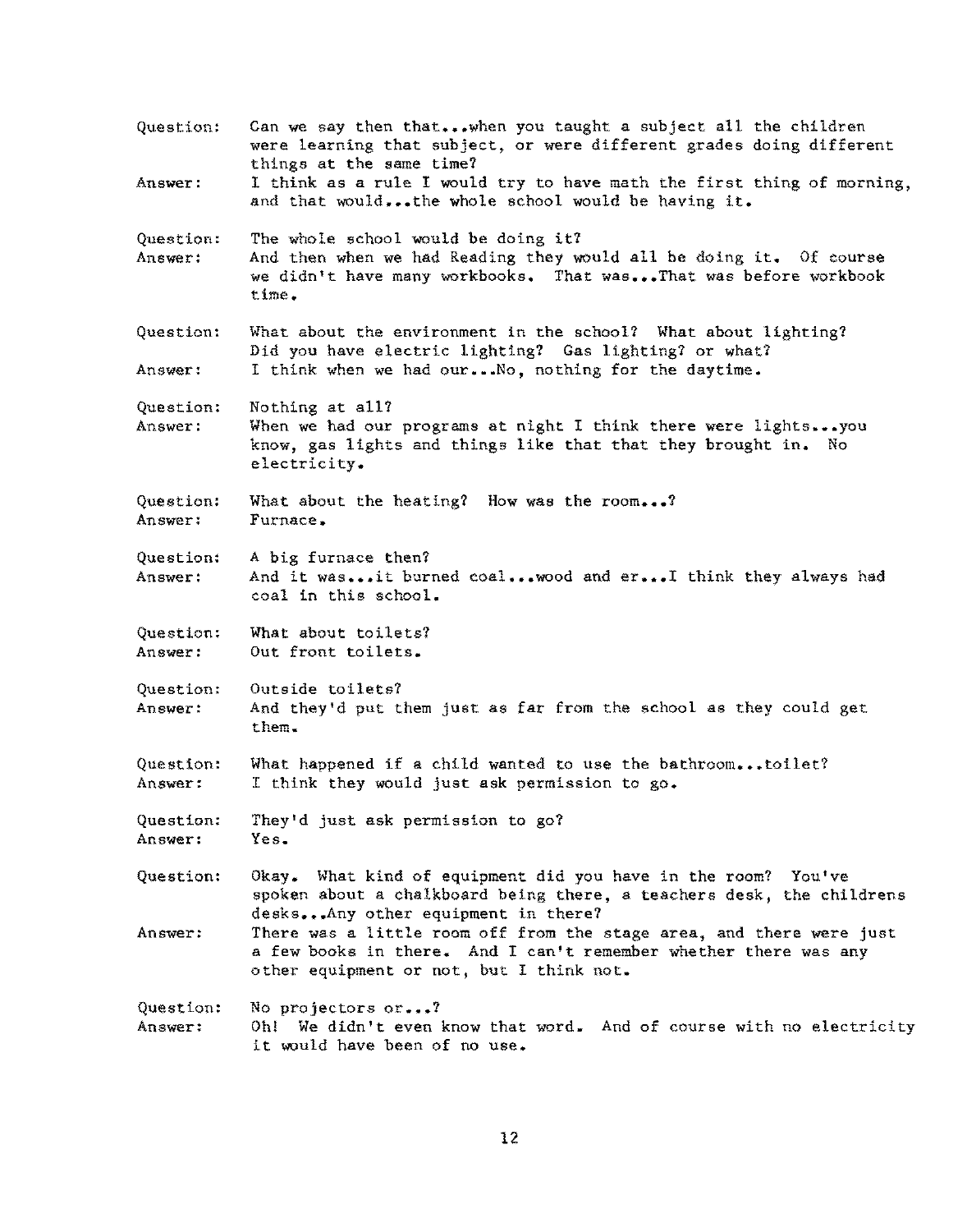Question: Can we say then that...when you taught a subject all the children were learning that subject, or were different grades doing different things at the same time?

Answer: I think as a rule I would try to have math the first thing of morning, and that would...the whole school would be having it.

Question: The whole school would be doing it?

Answer: And then when we had Reading they would all be doing it. Of course we didn't have many workbooks. That was...That was before workbook time.

Question: What about the environment in the school? What about lighting? Did you have electric lighting? Gas lighting? or what?

Answer: I think when we had our...No, nothing for the daytime.

Question: Nothing at all?

Answer: When we had our programs at night I think there were lights...you know, gas lights and things like that that they brought in. No electricity.

Question: What about the heating? How was the room...?

Answer: Furnace.

Question: A big furnace then?

Answer: And it was...it burned coal...wood and er...I think they always had coal in this school.

Question: What about toilets?

Answer: Out front toilets.

Question: Outside toilets?

Answer: And they'd put them just as far from the school as they could get them.

Question: What happened if a child wanted to use the bathroom...toilet?

Answer: I think they would just ask permission to go.

Question: They'd just ask permission to go?

Answer: Yes.

Question: Okay. What kind of equipment did you have in the room? You've spoken about a chalkboard being there, a teachers desk, the childrens desks...Any other equipment in there?

Answer: There was a little room off from the stage area, and there were just a few books in there. And I can't remember whether there was any other equipment or not, but I think not.

Question: No projectors or...?

Answer: Oh! We didn't even know that word. And of course with no electricity it would have been of no use.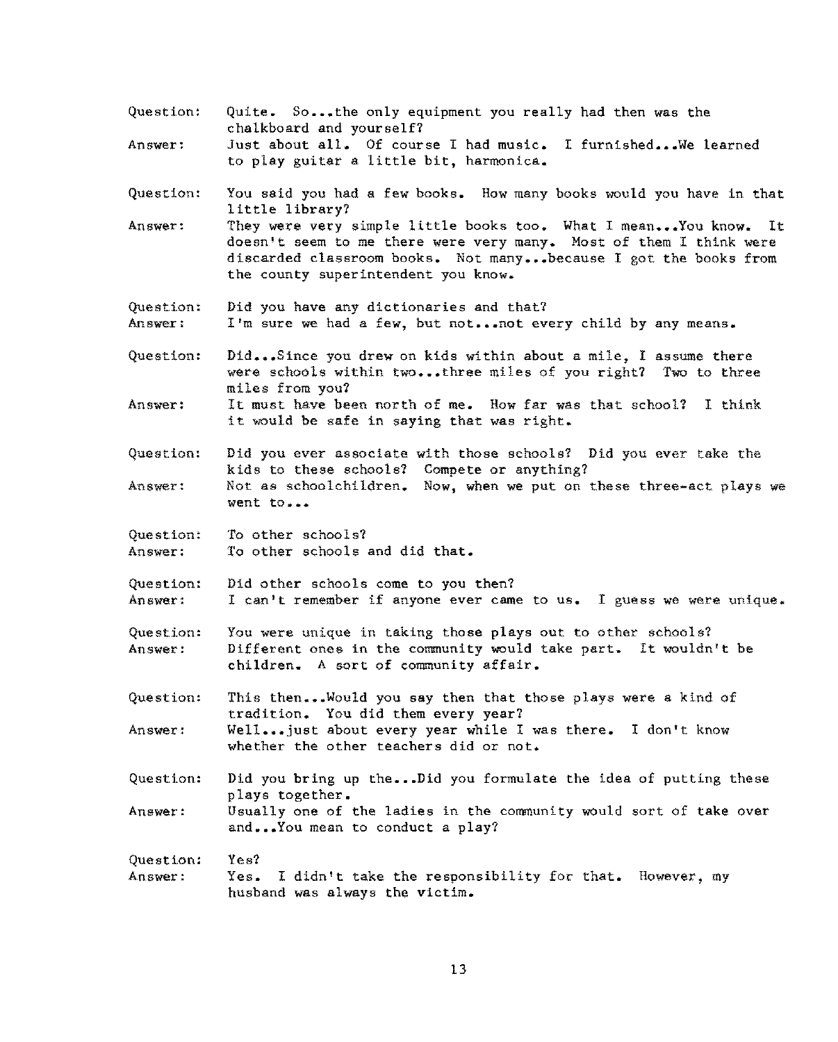Question: Quite. So...the only equipment you really had then was the chalkboard and yourself?

Answer: Just about all. Of course I had music. I furnished...We learned to play guitar a little bit, harmonica.

Question: You said you had a few books. How many books would you have in that little library?

Answer: They were very simple little books too. What I mean...You know. It doesn't seem to me there were very many. Most of them I think were discarded classroom books. Not many...because I got the books from the county superintendent you know.

Question: Did you have any dictionaries and that?

Answer: I'm sure we had a few, but not...not every child by any means.

Question: Did...Since you drew on kids within about a mile, I assume there were schools within two...three miles of you right? Two to three miles from you?

Answer: It must have been north of me. How far was that school? I think it would be safe in saying that was right.

Question: Did you ever associate with those schools? Did you ever take the kids to these schools? Compete or anything?

Answer: Not as schoolchildren. Now, when we put on these three-act plays we went to...

Question: To other schools?

Answer: To other schools and did that.

Question: Did other schools come to you then?

Answer: I can't remember if anyone ever came to us. I guess we were unique.

Question: You were unique in taking those plays out to other schools?

Answer: Different ones in the community would take part. It wouldn't be children. A sort of community affair.

Question: This then...Would you say then that those plays were a kind of tradition. You did them every year?

Answer: Well...just about every year while I was there. I don't know whether the other teachers did or not.

Question: Did you bring up the...Did you formulate the idea of putting these plays together.

Answer: Usually one of the ladies in the community would sort of take over and...You mean to conduct a play?

Question: Yes?

Answer: Yes. I didn't take the responsibility for that. However, my husband was always the victim.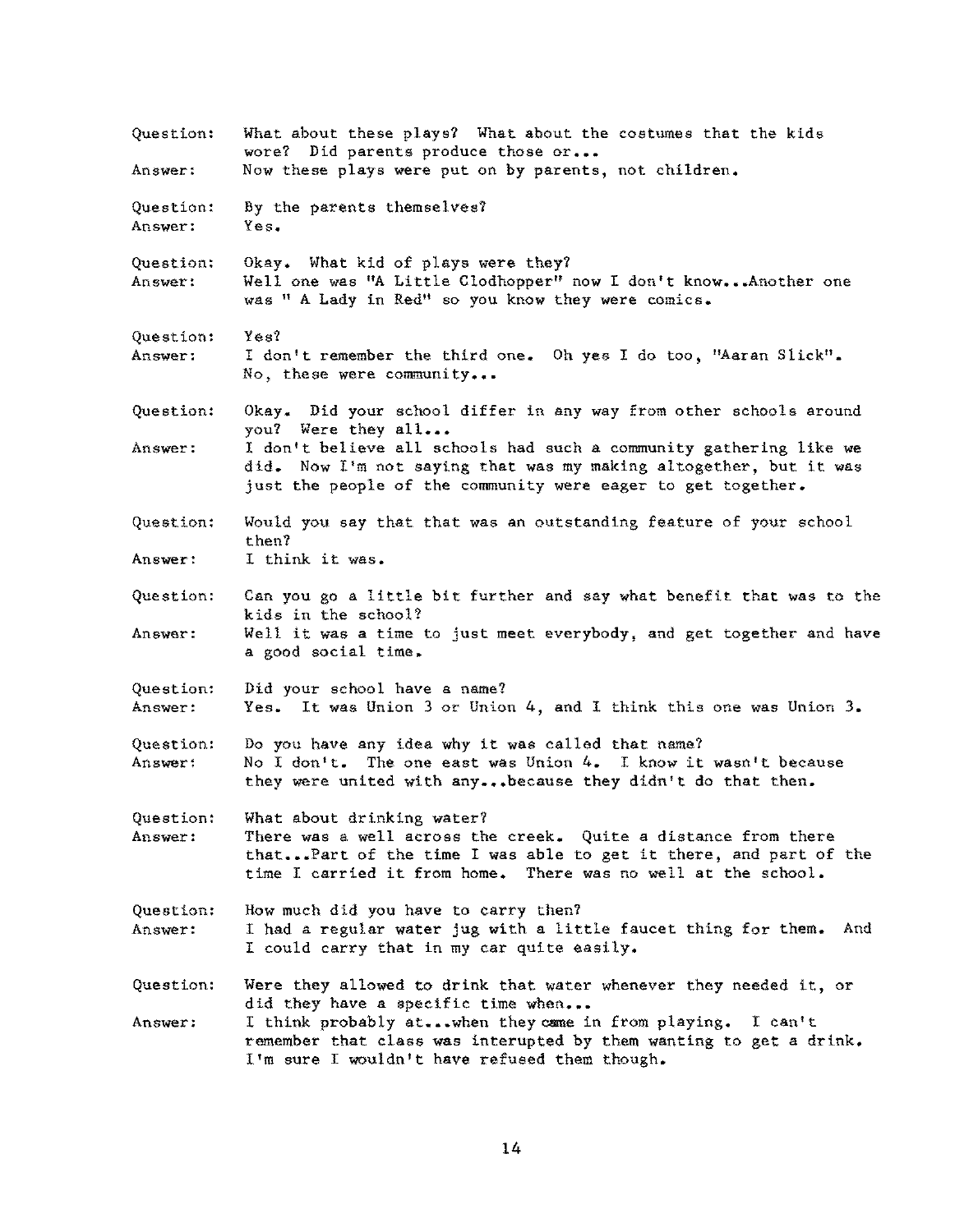Question: What about these plays? What about the costumes that the kids wore? Did parents produce those or...

Answer: Now these plays were put on by parents, not children.

Question: By the parents themselves?

Answer: Yes.

Question: Okay. What kid of plays were they?

Answer: Well one was "A Little Clodhopper" now I don't know...Another one was " A Lady in Red" so you know they were comics.

Question: Yes?

Answer: I don't remember the third one. Oh yes I do too, "Aaran Slick". No, these were community...

Question: Okay. Did your school differ in any way from other schools around you? Were they all...

Answer: I don't believe all schools had such a community gathering like we did. Now I'm not saying that was my making altogether, but it was just the people of the community were eager to get together.

Question: Would you say that that was an outstanding feature of your school then?

Answer: I think it was.

Question: Can you go a little bit further and say what benefit that was to the kids in the school?

Answer: Well it was a time to just meet everybody, and get together and have a good social time.

Question: Did your school have a name?

Answer: Yes. It was Union 3 or Union 4, and I think this one was Union 3.

Question: Do you have any idea why it was called that name?

Answer: No I don't. The one east was Union 4. I know it wasn't because they were united with any...because they didn't do that then.

Question: What about drinking water?

Answer: There was a well across the creek. Quite a distance from there that...Part of the time I was able to get it there, and part of the time I carried it from home. There was no well at the school.

Question: How much did you have to carry then?

Answer: I had a regular water jug with a little faucet thing for them. And I could carry that in my car quite easily.

Question: Were they allowed to drink that water whenever they needed it, or did they have a specific time when...

Answer: I think probably at...when they came in from playing. I can't remember that class was interupted by them wanting to get a drink. I'm sure I wouldn't have refused them though.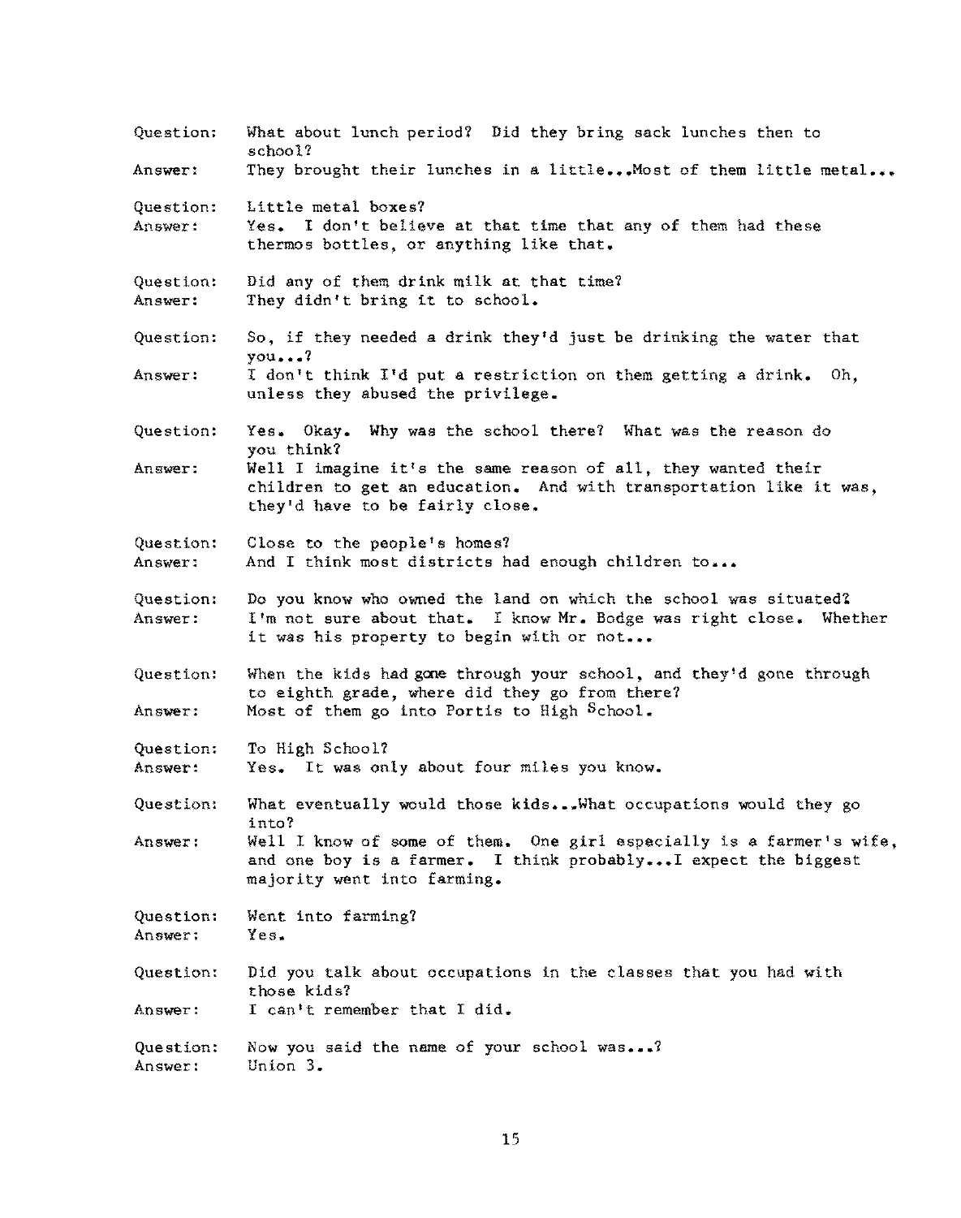Question: What about lunch period? Did they bring sack lunches then to school?

Answer: They brought their lunches in a little...Most of them little metal...

Question: Little metal boxes?

Answer: Yes. I don't believe at that time that any of them had these thermos bottles, or anything like that.

Question: Did any of them drink milk at that time?

Answer: They didn't bring it to school.

Question: So, if they needed a drink they'd just be drinking the water that you...?

Answer: I don't think I'd put a restriction on them getting a drink. Oh, unless they abused the privilege.

Question: Yes. Okay. Why was the school there? What was the reason do you think?

Answer: Well I imagine it's the same reason of all, they wanted their children to get an education. And with transportation like it was, they'd have to be fairly close.

Question: Close to the people's homes?

Answer: And I think most districts had enough children to...

Question: Do you know who owned the land on which the school was situated?

Answer: I'm not sure about that. I know Mr. Bodge was right close. Whether it was his property to begin with or not...

Question: When the kids had gone through your school, and they'd gone through to eighth grade, where did they go from there?

Answer: Most of them go into Portis to High School.

Question: To High School?

Answer: Yes. It was only about four miles you know.

Question: What eventually would those kids...What occupations would they go into?

Answer: Well I know of some of them. One girl especially is a farmer's wife, and one boy is a farmer. I think probably...I expect the biggest majority went into farming.

Question: Went into farming?

Answer: Yes.

Question: Did you talk about occupations in the classes that you had with those kids?

Answer: I can't remember that I did.

Question: Now you said the name of your school was...?

Answer: Union 3.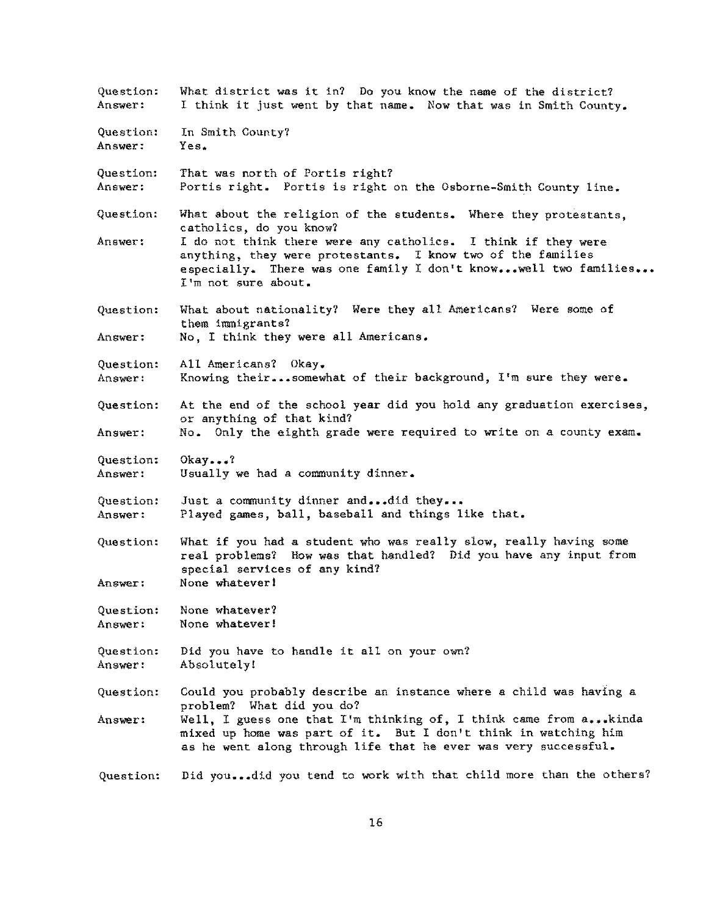Question: What district was it in? Do you know the name of the district?
Answer: I think it just went by that name. Now that was in Smith County.

Question: In Smith County?
Answer: Yes.

Question: That was north of Portis right?
Answer: Portis right. Portis is right on the Osborne-Smith County line.

Question: What about the religion of the students. Where they protestants, catholics, do you know?
Answer: I do not think there were any catholics. I think if they were anything, they were protestants. I know two of the families especially. There was one family I don't know...well two families... I'm not sure about.

Question: What about nationality? Were they all Americans? Were some of them immigrants?
Answer: No, I think they were all Americans.

Question: All Americans? Okay.
Answer: Knowing their...somewhat of their background, I'm sure they were.

Question: At the end of the school year did you hold any graduation exercises, or anything of that kind?
Answer: No. Only the eighth grade were required to write on a county exam.

Question: Okay...?
Answer: Usually we had a community dinner.

Question: Just a community dinner and...did they...
Answer: Played games, ball, baseball and things like that.

Question: What if you had a student who was really slow, really having some real problems? How was that handled? Did you have any input from special services of any kind?
Answer: None whatever!

Question: None whatever?
Answer: None whatever!

Question: Did you have to handle it all on your own?
Answer: Absolutely!

Question: Could you probably describe an instance where a child was having a problem? What did you do?
Answer: Well, I guess one that I'm thinking of, I think came from a...kinda mixed up home was part of it. But I don't think in watching him as he went along through life that he ever was very successful.

Question: Did you...did you tend to work with that child more than the others?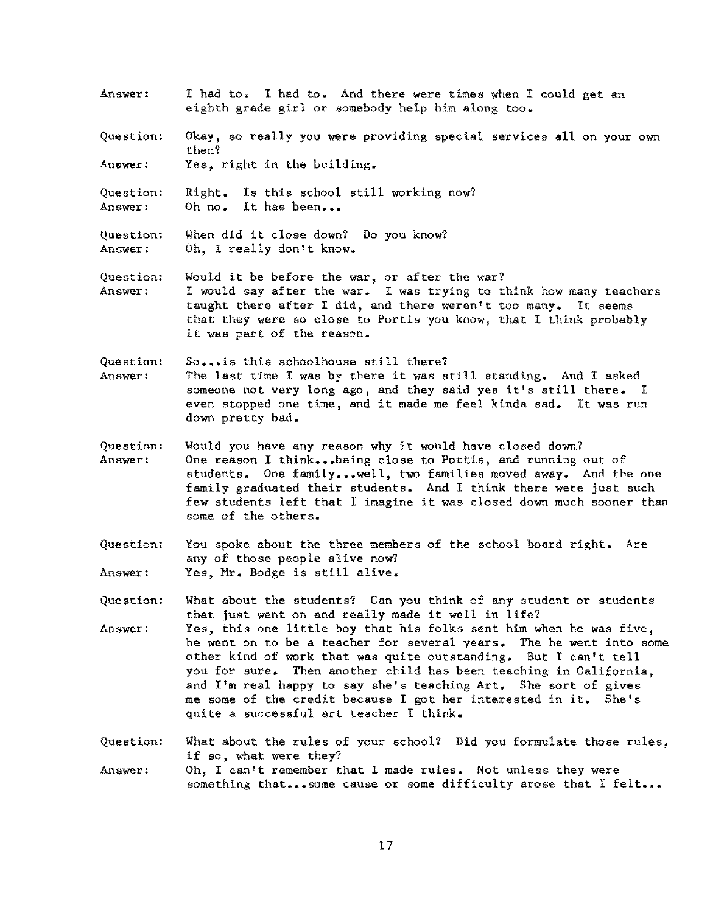Answer: I had to. I had to. And there were times when I could get an eighth grade girl or somebody help him along too.

Question: Okay, so really you were providing special services all on your own then?

Answer: Yes, right in the building.

Question: Right. Is this school still working now?

Answer: Oh no. It has been...

Question: When did it close down? Do you know?

Answer: Oh, I really don't know.

Question: Would it be before the war, or after the war?

Answer: I would say after the war. I was trying to think how many teachers taught there after I did, and there weren't too many. It seems that they were so close to Portis you know, that I think probably it was part of the reason.

Question: So...is this schoolhouse still there?

Answer: The last time I was by there it was still standing. And I asked someone not very long ago, and they said yes it's still there. I even stopped one time, and it made me feel kinda sad. It was run down pretty bad.

Question: Would you have any reason why it would have closed down?

Answer: One reason I think...being close to Portis, and running out of students. One family...well, two families moved away. And the one family graduated their students. And I think there were just such few students left that I imagine it was closed down much sooner than some of the others.

Question: You spoke about the three members of the school board right. Are any of those people alive now?

Answer: Yes, Mr. Bodge is still alive.

Question: What about the students? Can you think of any student or students that just went on and really made it well in life?

Answer: Yes, this one little boy that his folks sent him when he was five, he went on to be a teacher for several years. The he went into some other kind of work that was quite outstanding. But I can't tell you for sure. Then another child has been teaching in California, and I'm real happy to say she's teaching Art. She sort of gives me some of the credit because I got her interested in it. She's quite a successful art teacher I think.

Question: What about the rules of your school? Did you formulate those rules, if so, what were they?

Answer: Oh, I can't remember that I made rules. Not unless they were something that...some cause or some difficulty arose that I felt...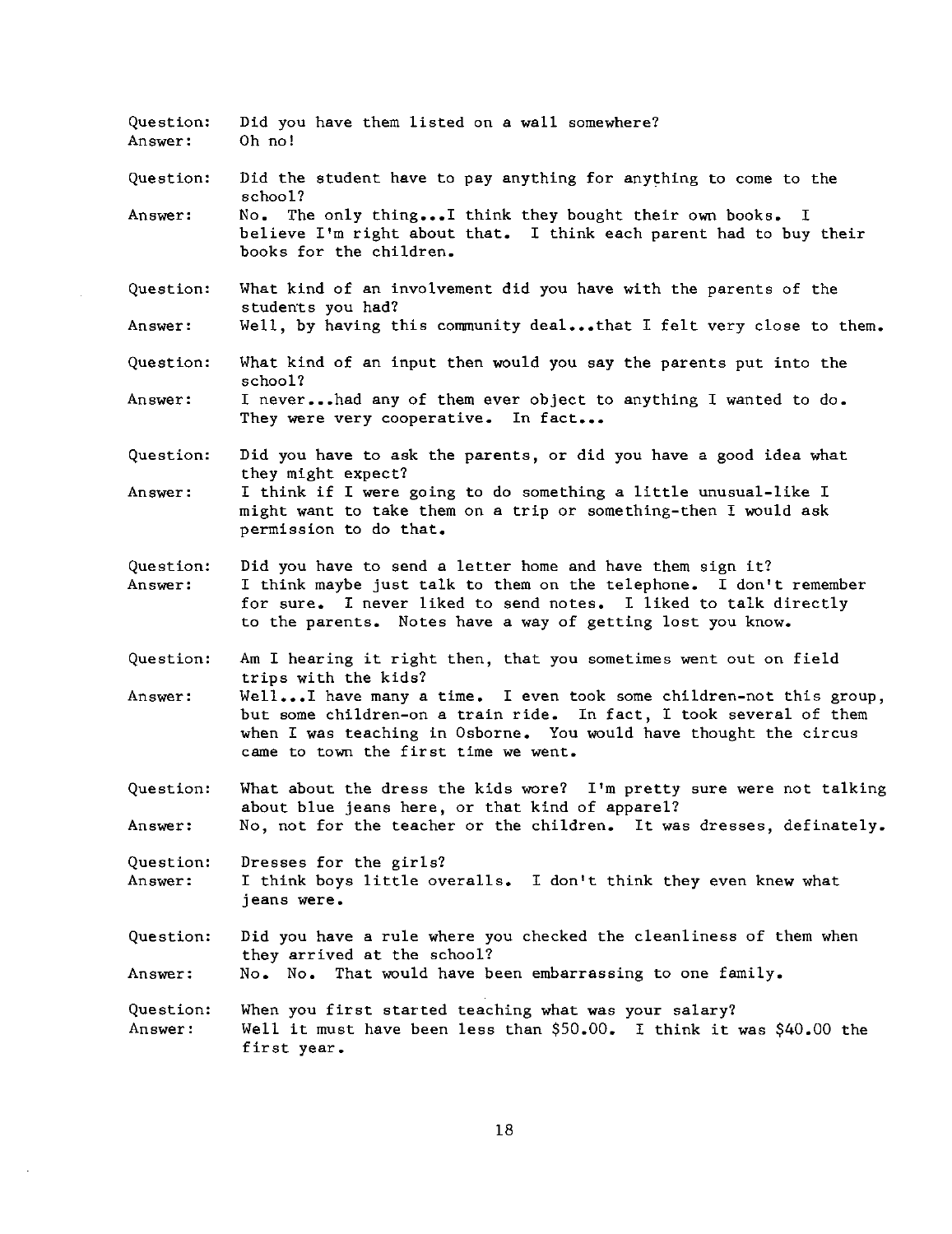Question: Did you have them listed on a wall somewhere?
Answer: Oh no!

Question: Did the student have to pay anything for anything to come to the school?
Answer: No. The only thing...I think they bought their own books. I believe I'm right about that. I think each parent had to buy their books for the children.

Question: What kind of an involvement did you have with the parents of the students you had?
Answer: Well, by having this community deal...that I felt very close to them.

Question: What kind of an input then would you say the parents put into the school?
Answer: I never...had any of them ever object to anything I wanted to do. They were very cooperative. In fact...

Question: Did you have to ask the parents, or did you have a good idea what they might expect?
Answer: I think if I were going to do something a little unusual-like I might want to take them on a trip or something-then I would ask permission to do that.

Question: Did you have to send a letter home and have them sign it?
Answer: I think maybe just talk to them on the telephone. I don't remember for sure. I never liked to send notes. I liked to talk directly to the parents. Notes have a way of getting lost you know.

Question: Am I hearing it right then, that you sometimes went out on field trips with the kids?
Answer: Well...I have many a time. I even took some children-not this group, but some children-on a train ride. In fact, I took several of them when I was teaching in Osborne. You would have thought the circus came to town the first time we went.

Question: What about the dress the kids wore? I'm pretty sure were not talking about blue jeans here, or that kind of apparel?
Answer: No, not for the teacher or the children. It was dresses, definately.

Question: Dresses for the girls?
Answer: I think boys little overalls. I don't think they even knew what jeans were.

Question: Did you have a rule where you checked the cleanliness of them when they arrived at the school?
Answer: No. No. That would have been embarrassing to one family.

Question: When you first started teaching what was your salary?
Answer: Well it must have been less than $50.00. I think it was $40.00 the first year.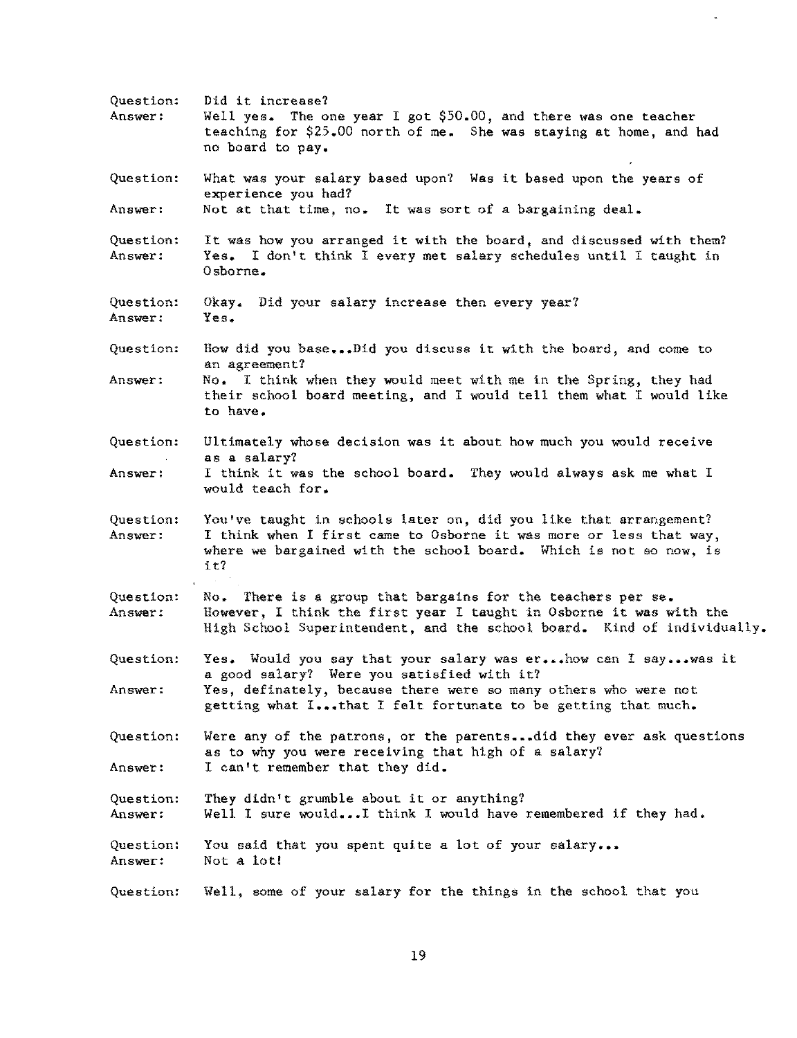Question: Did it increase?
Answer: Well yes. The one year I got $50.00, and there was one teacher teaching for $25.00 north of me. She was staying at home, and had no board to pay.

Question: What was your salary based upon? Was it based upon the years of experience you had?
Answer: Not at that time, no. It was sort of a bargaining deal.

Question: It was how you arranged it with the board, and discussed with them?
Answer: Yes. I don't think I every met salary schedules until I taught in Osborne.

Question: Okay. Did your salary increase then every year?
Answer: Yes.

Question: How did you base...Did you discuss it with the board, and come to an agreement?
Answer: No. I think when they would meet with me in the Spring, they had their school board meeting, and I would tell them what I would like to have.

Question: Ultimately whose decision was it about how much you would receive as a salary?
Answer: I think it was the school board. They would always ask me what I would teach for.

Question: You've taught in schools later on, did you like that arrangement?
Answer: I think when I first came to Osborne it was more or less that way, where we bargained with the school board. Which is not so now, is it?

Question: No. There is a group that bargains for the teachers per se.
Answer: However, I think the first year I taught in Osborne it was with the High School Superintendent, and the school board. Kind of individually.

Question: Yes. Would you say that your salary was er...how can I say...was it a good salary? Were you satisfied with it?
Answer: Yes, definately, because there were so many others who were not getting what I...that I felt fortunate to be getting that much.

Question: Were any of the patrons, or the parents...did they ever ask questions as to why you were receiving that high of a salary?
Answer: I can't remember that they did.

Question: They didn't grumble about it or anything?
Answer: Well I sure would...I think I would have remembered if they had.

Question: You said that you spent quite a lot of your salary...
Answer: Not a lot!

Question: Well, some of your salary for the things in the school that you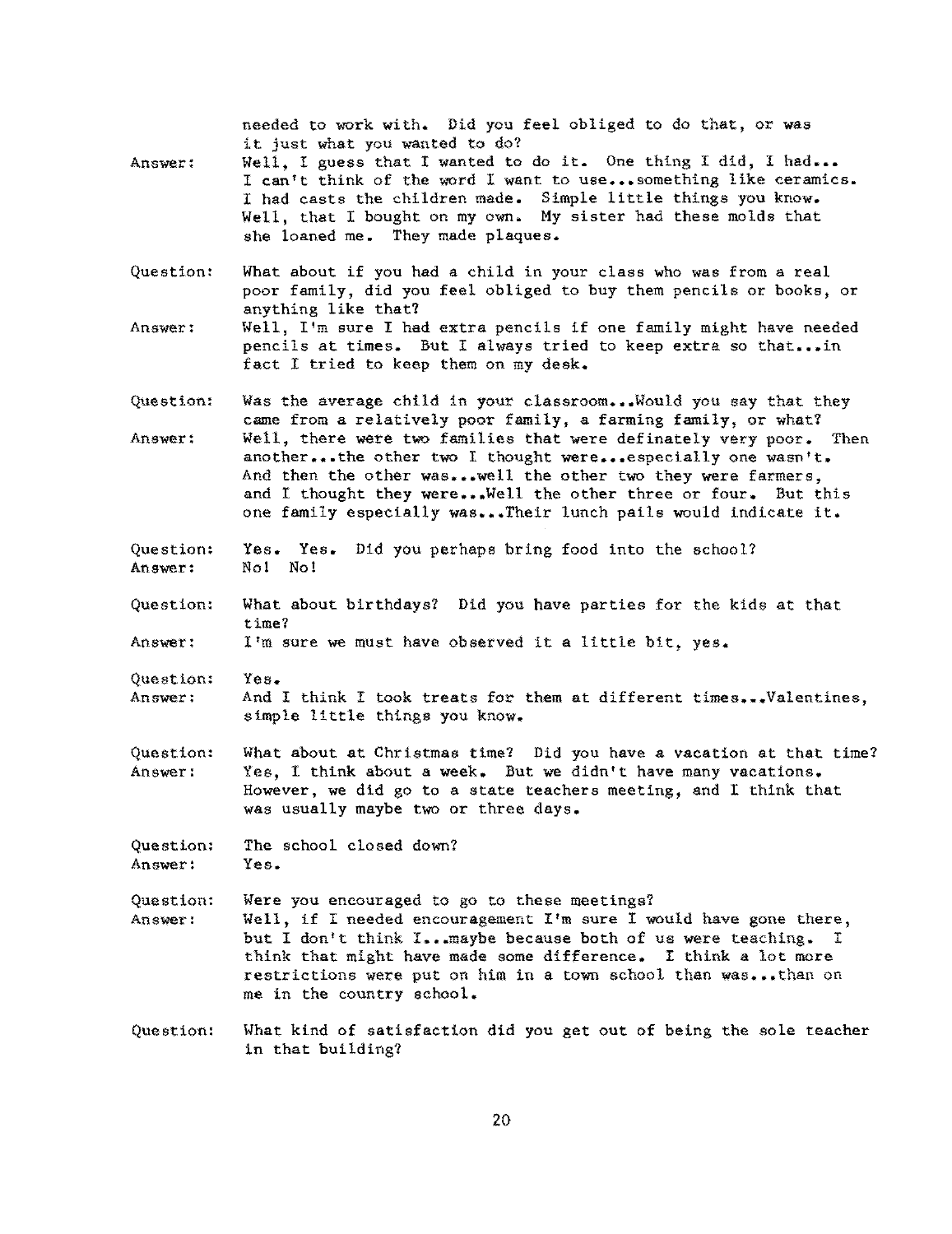needed to work with. Did you feel obliged to do that, or was it just what you wanted to do?

Answer: Well, I guess that I wanted to do it. One thing I did, I had... I can't think of the word I want to use...something like ceramics. I had casts the children made. Simple little things you know. Well, that I bought on my own. My sister had these molds that she loaned me. They made plaques.

Question: What about if you had a child in your class who was from a real poor family, did you feel obliged to buy them pencils or books, or anything like that?

Answer: Well, I'm sure I had extra pencils if one family might have needed pencils at times. But I always tried to keep extra so that...in fact I tried to keep them on my desk.

Question: Was the average child in your classroom...Would you say that they came from a relatively poor family, a farming family, or what?

Answer: Well, there were two families that were definately very poor. Then another...the other two I thought were...especially one wasn't. And then the other was...well the other two they were farmers, and I thought they were...Well the other three or four. But this one family especially was...Their lunch pails would indicate it.

Question: Yes. Yes. Did you perhaps bring food into the school?

Answer: No! No!

Question: What about birthdays? Did you have parties for the kids at that time?

Answer: I'm sure we must have observed it a little bit, yes.

Question: Yes.

Answer: And I think I took treats for them at different times...Valentines, simple little things you know.

Question: What about at Christmas time? Did you have a vacation at that time?

Answer: Yes, I think about a week. But we didn't have many vacations. However, we did go to a state teachers meeting, and I think that was usually maybe two or three days.

Question: The school closed down?

Answer: Yes.

Question: Were you encouraged to go to these meetings?

Answer: Well, if I needed encouragement I'm sure I would have gone there, but I don't think I...maybe because both of us were teaching. I think that might have made some difference. I think a lot more restrictions were put on him in a town school than was...than on me in the country school.

Question: What kind of satisfaction did you get out of being the sole teacher in that building?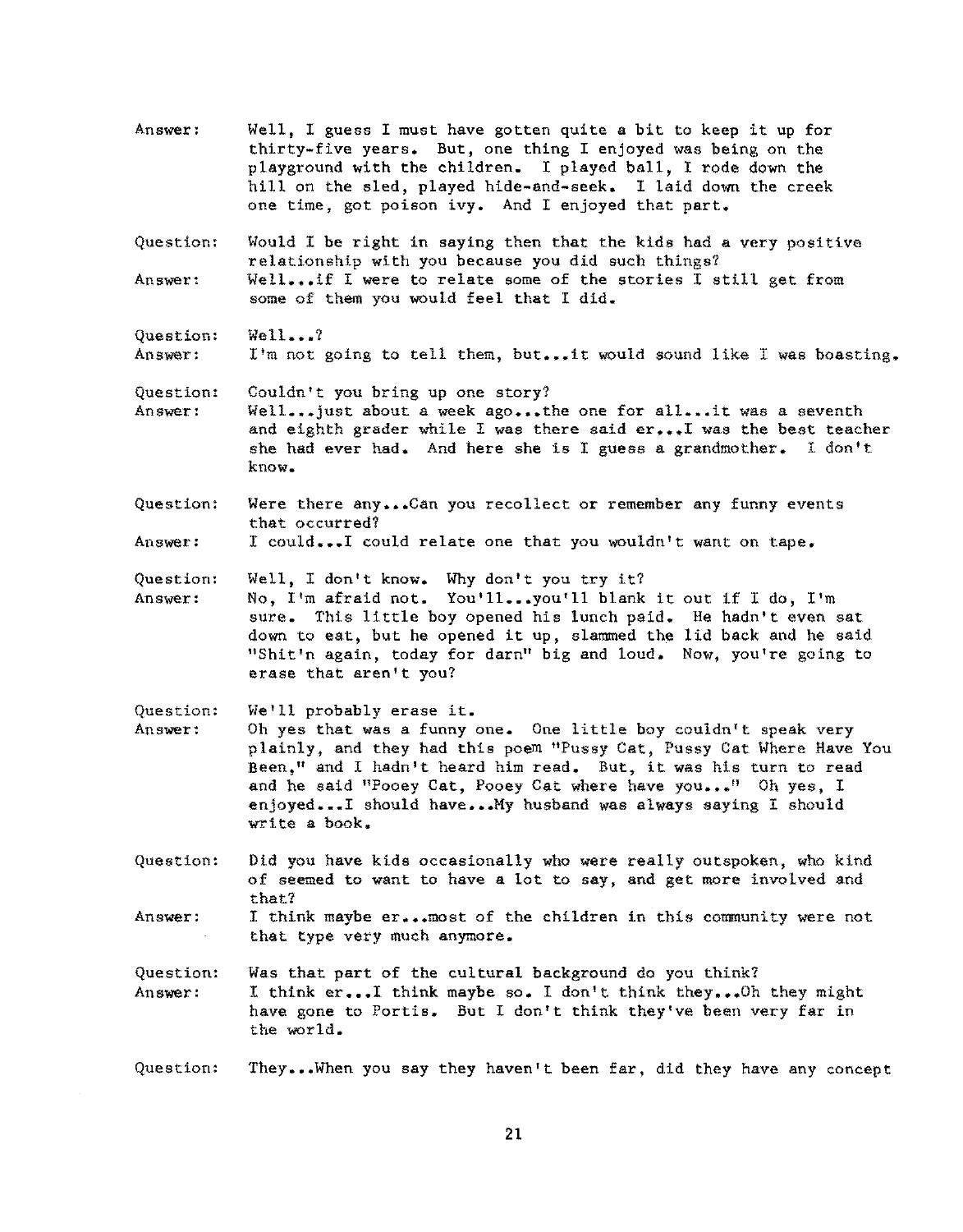Answer: Well, I guess I must have gotten quite a bit to keep it up for thirty-five years. But, one thing I enjoyed was being on the playground with the children. I played ball, I rode down the hill on the sled, played hide-and-seek. I laid down the creek one time, got poison ivy. And I enjoyed that part.

Question: Would I be right in saying then that the kids had a very positive relationship with you because you did such things?

Answer: Well...if I were to relate some of the stories I still get from some of them you would feel that I did.

Question: Well...?

Answer: I'm not going to tell them, but...it would sound like I was boasting.

Question: Couldn't you bring up one story?

Answer: Well...just about a week ago...the one for all...it was a seventh and eighth grader while I was there said er...I was the best teacher she had ever had. And here she is I guess a grandmother. I don't know.

Question: Were there any...Can you recollect or remember any funny events that occurred?

Answer: I could...I could relate one that you wouldn't want on tape.

Question: Well, I don't know. Why don't you try it?

Answer: No, I'm afraid not. You'll...you'll blank it out if I do, I'm sure. This little boy opened his lunch paid. He hadn't even sat down to eat, but he opened it up, slammed the lid back and he said "Shit'n again, today for darn" big and loud. Now, you're going to erase that aren't you?

Question: We'll probably erase it.

Answer: Oh yes that was a funny one. One little boy couldn't speak very plainly, and they had this poem "Pussy Cat, Pussy Cat Where Have You Been," and I hadn't heard him read. But, it was his turn to read and he said "Pooey Cat, Pooey Cat where have you..." Oh yes, I enjoyed...I should have...My husband was always saying I should write a book.

Question: Did you have kids occasionally who were really outspoken, who kind of seemed to want to have a lot to say, and get more involved and that?

Answer: I think maybe er...most of the children in this community were not that type very much anymore.

Question: Was that part of the cultural background do you think?

Answer: I think er...I think maybe so. I don't think they...Oh they might have gone to Portis. But I don't think they've been very far in the world.

Question: They...When you say they haven't been far, did they have any concept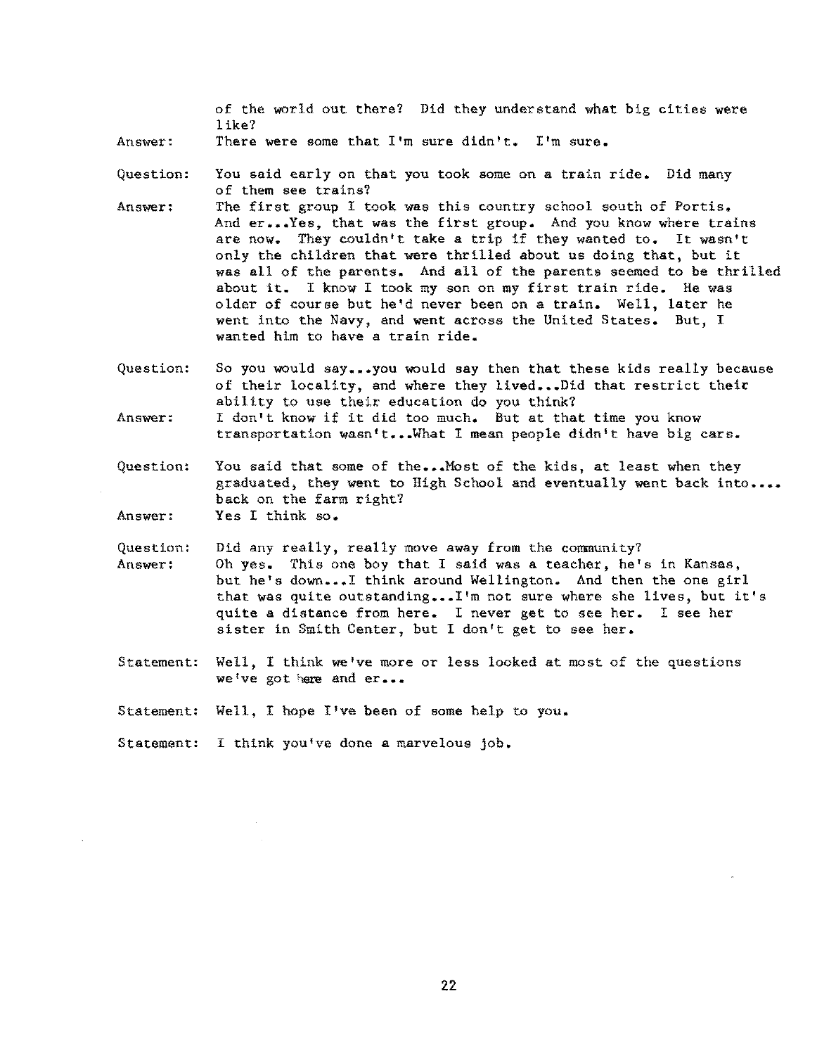of the world out there? Did they understand what big cities were like?

Answer: There were some that I'm sure didn't. I'm sure.

Question: You said early on that you took some on a train ride. Did many of them see trains?

Answer: The first group I took was this country school south of Portis. And er...Yes, that was the first group. And you know where trains are now. They couldn't take a trip if they wanted to. It wasn't only the children that were thrilled about us doing that, but it was all of the parents. And all of the parents seemed to be thrilled about it. I know I took my son on my first train ride. He was older of course but he'd never been on a train. Well, later he went into the Navy, and went across the United States. But, I wanted him to have a train ride.

Question: So you would say...you would say then that these kids really because of their locality, and where they lived...Did that restrict their ability to use their education do you think?

Answer: I don't know if it did too much. But at that time you know transportation wasn't...What I mean people didn't have big cars.

Question: You said that some of the...Most of the kids, at least when they graduated, they went to High School and eventually went back into.... back on the farm right?

Answer: Yes I think so.

Question: Did any really, really move away from the community?

Answer: Oh yes. This one boy that I said was a teacher, he's in Kansas, but he's down...I think around Wellington. And then the one girl that was quite outstanding...I'm not sure where she lives, but it's quite a distance from here. I never get to see her. I see her sister in Smith Center, but I don't get to see her.

Statement: Well, I think we've more or less looked at most of the questions we've got here and er...

Statement: Well, I hope I've been of some help to you.

Statement: I think you've done a marvelous job.